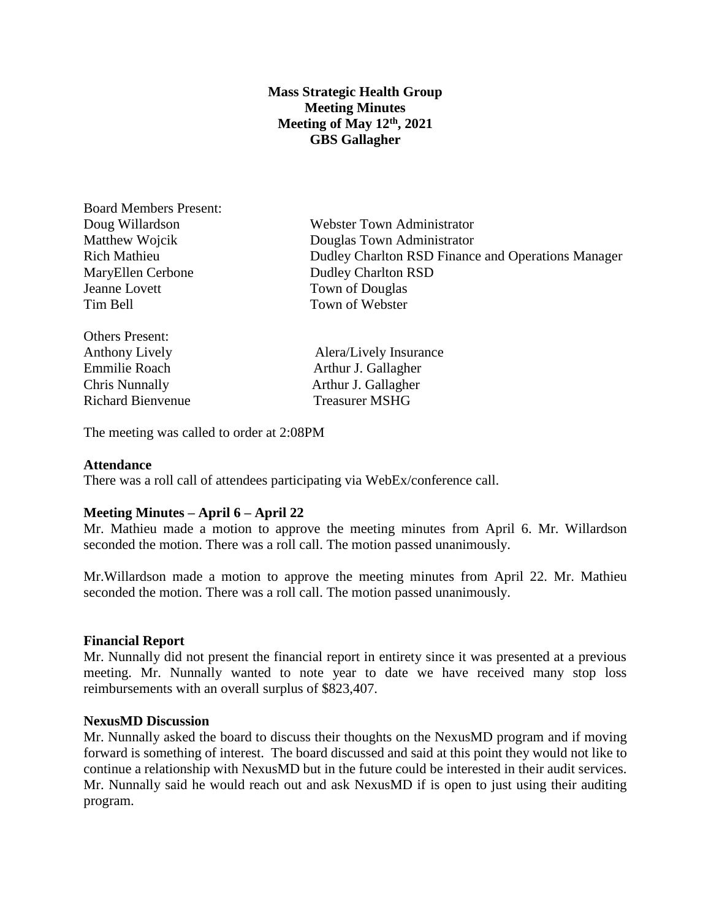**Mass Strategic Health Group**
**Meeting Minutes**
**Meeting of May 12th, 2021**
**GBS Gallagher**

| Board Members Present: | |
|---|---|
| Doug Willardson | Webster Town Administrator |
| Matthew Wojcik | Douglas Town Administrator |
| Rich Mathieu | Dudley Charlton RSD Finance and Operations Manager |
| MaryEllen Cerbone | Dudley Charlton RSD |
| Jeanne Lovett | Town of Douglas |
| Tim Bell | Town of Webster |

| Others Present: | |
|---|---|
| Anthony Lively | Alera/Lively Insurance |
| Emmilie Roach | Arthur J. Gallagher |
| Chris Nunnally | Arthur J. Gallagher |
| Richard Bienvenue | Treasurer MSHG |

The meeting was called to order at 2:08PM

**Attendance**
There was a roll call of attendees participating via WebEx/conference call.

**Meeting Minutes – April 6 – April 22**
Mr. Mathieu made a motion to approve the meeting minutes from April 6. Mr. Willardson seconded the motion. There was a roll call. The motion passed unanimously.

Mr.Willardson made a motion to approve the meeting minutes from April 22. Mr. Mathieu seconded the motion. There was a roll call. The motion passed unanimously.

**Financial Report**
Mr. Nunnally did not present the financial report in entirety since it was presented at a previous meeting. Mr. Nunnally wanted to note year to date we have received many stop loss reimbursements with an overall surplus of $823,407.

**NexusMD Discussion**
Mr. Nunnally asked the board to discuss their thoughts on the NexusMD program and if moving forward is something of interest. The board discussed and said at this point they would not like to continue a relationship with NexusMD but in the future could be interested in their audit services. Mr. Nunnally said he would reach out and ask NexusMD if is open to just using their auditing program.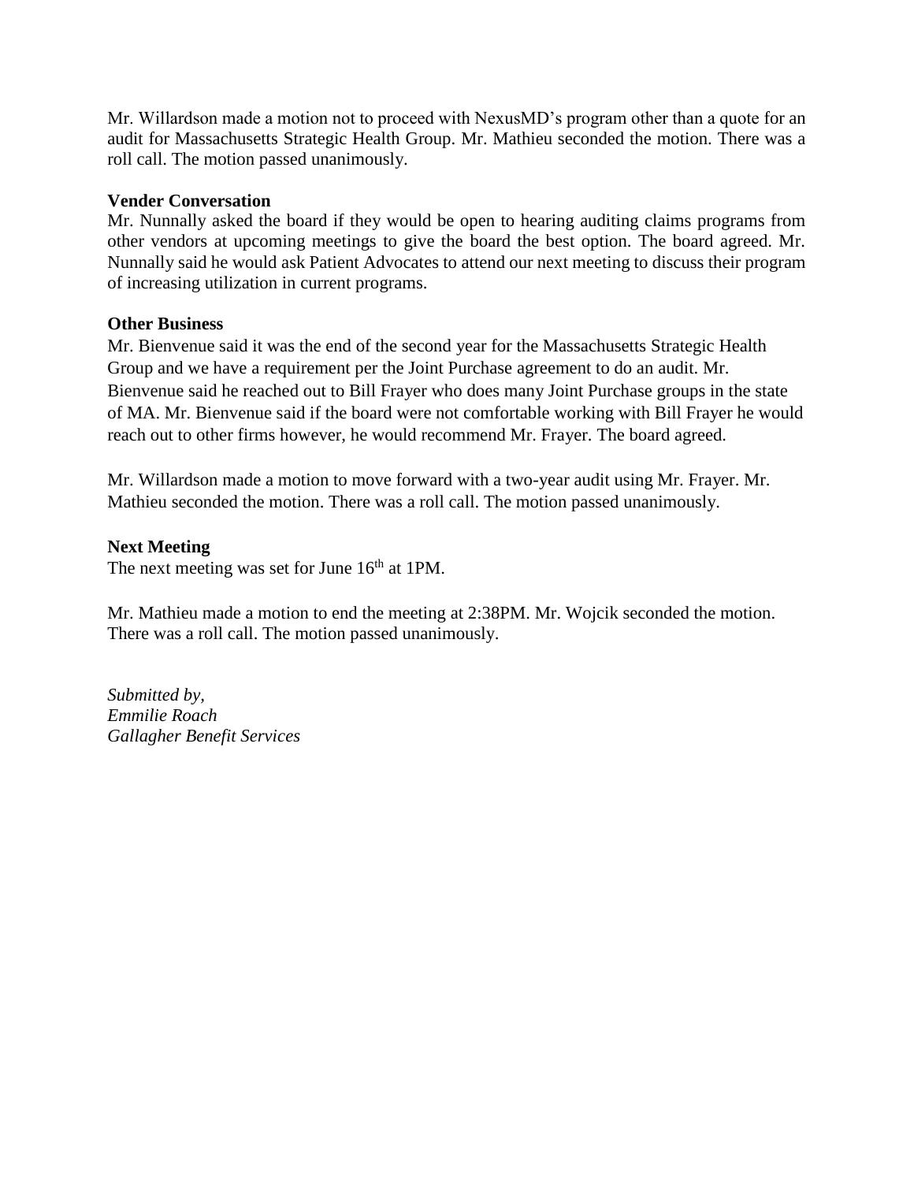Mr. Willardson made a motion not to proceed with NexusMD's program other than a quote for an audit for Massachusetts Strategic Health Group. Mr. Mathieu seconded the motion. There was a roll call. The motion passed unanimously.

**Vender Conversation**

Mr. Nunnally asked the board if they would be open to hearing auditing claims programs from other vendors at upcoming meetings to give the board the best option. The board agreed. Mr. Nunnally said he would ask Patient Advocates to attend our next meeting to discuss their program of increasing utilization in current programs.

**Other Business**

Mr. Bienvenue said it was the end of the second year for the Massachusetts Strategic Health Group and we have a requirement per the Joint Purchase agreement to do an audit. Mr. Bienvenue said he reached out to Bill Frayer who does many Joint Purchase groups in the state of MA. Mr. Bienvenue said if the board were not comfortable working with Bill Frayer he would reach out to other firms however, he would recommend Mr. Frayer. The board agreed.

Mr. Willardson made a motion to move forward with a two-year audit using Mr. Frayer. Mr. Mathieu seconded the motion. There was a roll call. The motion passed unanimously.

**Next Meeting**

The next meeting was set for June 16th at 1PM.

Mr. Mathieu made a motion to end the meeting at 2:38PM. Mr. Wojcik seconded the motion. There was a roll call. The motion passed unanimously.

*Submitted by,*
*Emmilie Roach*
*Gallagher Benefit Services*